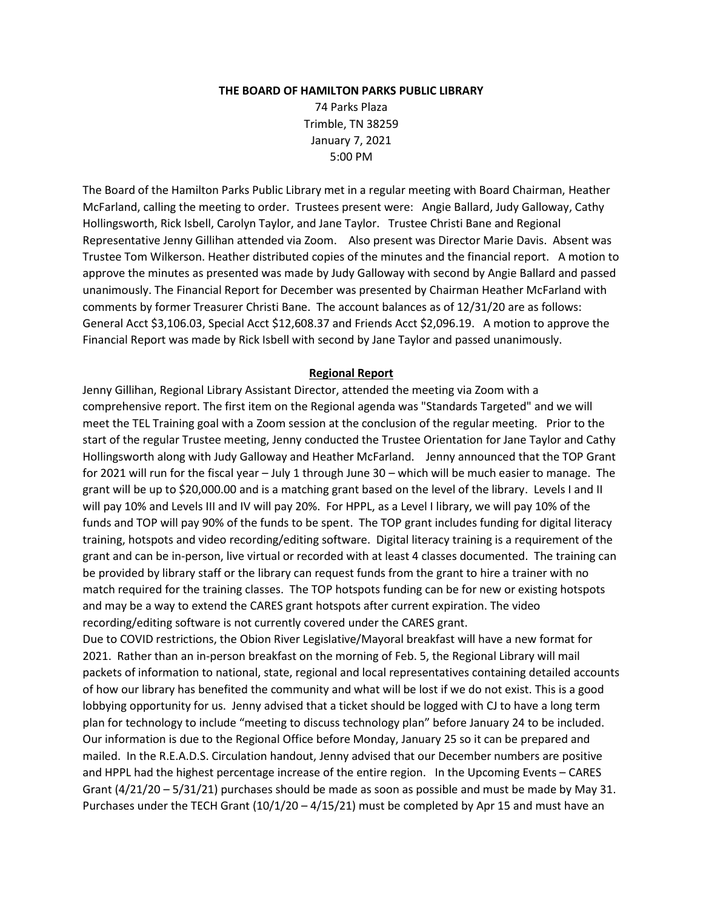**THE BOARD OF HAMILTON PARKS PUBLIC LIBRARY**

74 Parks Plaza
Trimble, TN 38259
January 7, 2021
5:00 PM

The Board of the Hamilton Parks Public Library met in a regular meeting with Board Chairman, Heather McFarland, calling the meeting to order. Trustees present were: Angie Ballard, Judy Galloway, Cathy Hollingsworth, Rick Isbell, Carolyn Taylor, and Jane Taylor. Trustee Christi Bane and Regional Representative Jenny Gillihan attended via Zoom. Also present was Director Marie Davis. Absent was Trustee Tom Wilkerson. Heather distributed copies of the minutes and the financial report. A motion to approve the minutes as presented was made by Judy Galloway with second by Angie Ballard and passed unanimously. The Financial Report for December was presented by Chairman Heather McFarland with comments by former Treasurer Christi Bane. The account balances as of 12/31/20 are as follows: General Acct $3,106.03, Special Acct $12,608.37 and Friends Acct $2,096.19. A motion to approve the Financial Report was made by Rick Isbell with second by Jane Taylor and passed unanimously.

**Regional Report**

Jenny Gillihan, Regional Library Assistant Director, attended the meeting via Zoom with a comprehensive report. The first item on the Regional agenda was "Standards Targeted" and we will meet the TEL Training goal with a Zoom session at the conclusion of the regular meeting. Prior to the start of the regular Trustee meeting, Jenny conducted the Trustee Orientation for Jane Taylor and Cathy Hollingsworth along with Judy Galloway and Heather McFarland. Jenny announced that the TOP Grant for 2021 will run for the fiscal year – July 1 through June 30 – which will be much easier to manage. The grant will be up to $20,000.00 and is a matching grant based on the level of the library. Levels I and II will pay 10% and Levels III and IV will pay 20%. For HPPL, as a Level I library, we will pay 10% of the funds and TOP will pay 90% of the funds to be spent. The TOP grant includes funding for digital literacy training, hotspots and video recording/editing software. Digital literacy training is a requirement of the grant and can be in-person, live virtual or recorded with at least 4 classes documented. The training can be provided by library staff or the library can request funds from the grant to hire a trainer with no match required for the training classes. The TOP hotspots funding can be for new or existing hotspots and may be a way to extend the CARES grant hotspots after current expiration. The video recording/editing software is not currently covered under the CARES grant.

Due to COVID restrictions, the Obion River Legislative/Mayoral breakfast will have a new format for 2021. Rather than an in-person breakfast on the morning of Feb. 5, the Regional Library will mail packets of information to national, state, regional and local representatives containing detailed accounts of how our library has benefited the community and what will be lost if we do not exist. This is a good lobbying opportunity for us. Jenny advised that a ticket should be logged with CJ to have a long term plan for technology to include "meeting to discuss technology plan" before January 24 to be included. Our information is due to the Regional Office before Monday, January 25 so it can be prepared and mailed. In the R.E.A.D.S. Circulation handout, Jenny advised that our December numbers are positive and HPPL had the highest percentage increase of the entire region. In the Upcoming Events – CARES Grant (4/21/20 – 5/31/21) purchases should be made as soon as possible and must be made by May 31. Purchases under the TECH Grant (10/1/20 – 4/15/21) must be completed by Apr 15 and must have an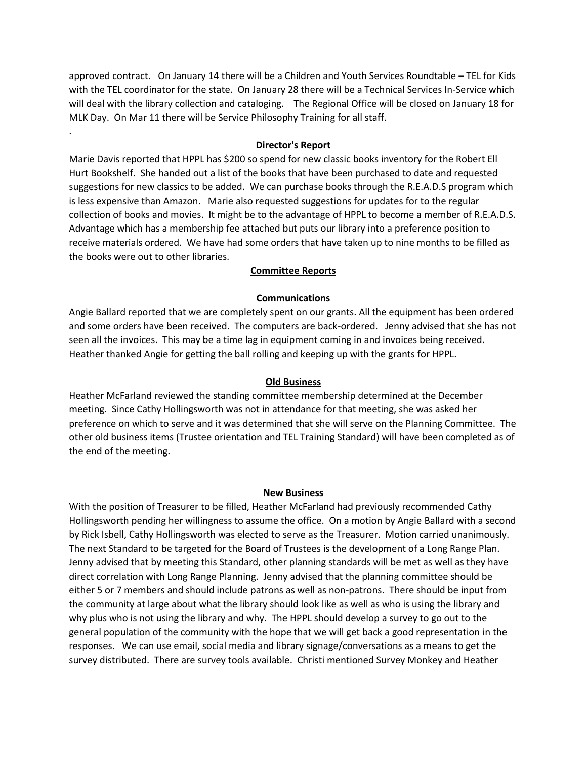approved contract. On January 14 there will be a Children and Youth Services Roundtable – TEL for Kids with the TEL coordinator for the state. On January 28 there will be a Technical Services In-Service which will deal with the library collection and cataloging. The Regional Office will be closed on January 18 for MLK Day. On Mar 11 there will be Service Philosophy Training for all staff.

.

**Director's Report**

Marie Davis reported that HPPL has $200 so spend for new classic books inventory for the Robert Ell Hurt Bookshelf. She handed out a list of the books that have been purchased to date and requested suggestions for new classics to be added. We can purchase books through the R.E.A.D.S program which is less expensive than Amazon. Marie also requested suggestions for updates for to the regular collection of books and movies. It might be to the advantage of HPPL to become a member of R.E.A.D.S. Advantage which has a membership fee attached but puts our library into a preference position to receive materials ordered. We have had some orders that have taken up to nine months to be filled as the books were out to other libraries.

**Committee Reports**

**Communications**

Angie Ballard reported that we are completely spent on our grants. All the equipment has been ordered and some orders have been received. The computers are back-ordered. Jenny advised that she has not seen all the invoices. This may be a time lag in equipment coming in and invoices being received. Heather thanked Angie for getting the ball rolling and keeping up with the grants for HPPL.

**Old Business**

Heather McFarland reviewed the standing committee membership determined at the December meeting. Since Cathy Hollingsworth was not in attendance for that meeting, she was asked her preference on which to serve and it was determined that she will serve on the Planning Committee. The other old business items (Trustee orientation and TEL Training Standard) will have been completed as of the end of the meeting.

**New Business**

With the position of Treasurer to be filled, Heather McFarland had previously recommended Cathy Hollingsworth pending her willingness to assume the office. On a motion by Angie Ballard with a second by Rick Isbell, Cathy Hollingsworth was elected to serve as the Treasurer. Motion carried unanimously. The next Standard to be targeted for the Board of Trustees is the development of a Long Range Plan. Jenny advised that by meeting this Standard, other planning standards will be met as well as they have direct correlation with Long Range Planning. Jenny advised that the planning committee should be either 5 or 7 members and should include patrons as well as non-patrons. There should be input from the community at large about what the library should look like as well as who is using the library and why plus who is not using the library and why. The HPPL should develop a survey to go out to the general population of the community with the hope that we will get back a good representation in the responses. We can use email, social media and library signage/conversations as a means to get the survey distributed. There are survey tools available. Christi mentioned Survey Monkey and Heather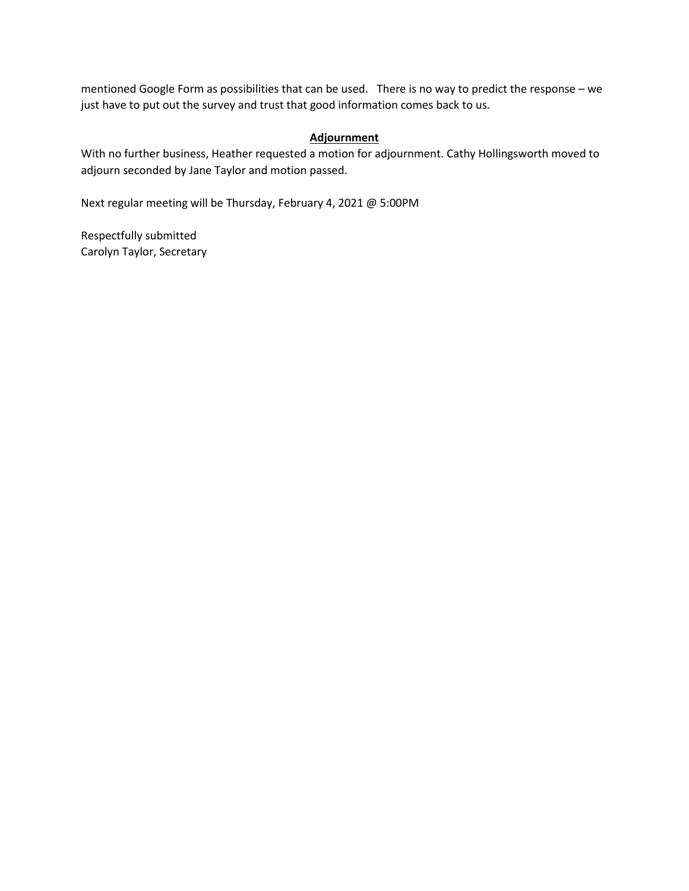mentioned Google Form as possibilities that can be used. There is no way to predict the response – we just have to put out the survey and trust that good information comes back to us.

## **Adjournment**

With no further business, Heather requested a motion for adjournment. Cathy Hollingsworth moved to adjourn seconded by Jane Taylor and motion passed.

Next regular meeting will be Thursday, February 4, 2021 @ 5:00PM

Respectfully submitted
Carolyn Taylor, Secretary